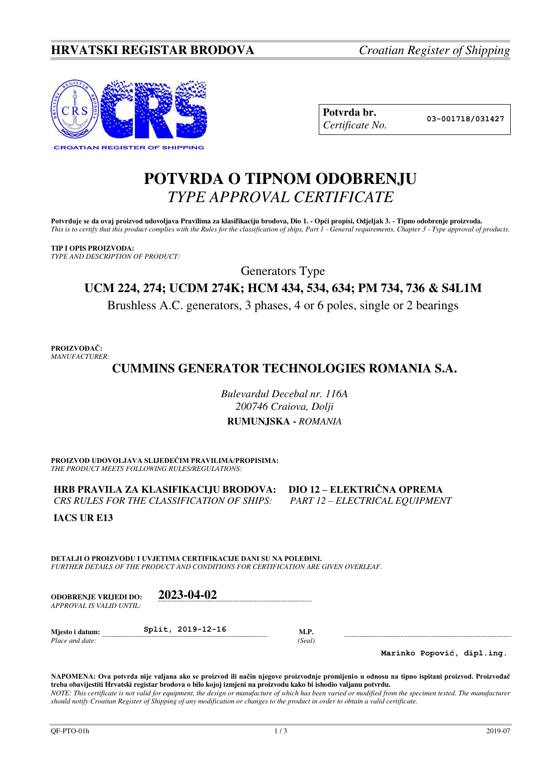**HRVATSKI REGISTAR BRODOVA** *Croatian Register of Shipping*

CROATIAN REGISTER OF SHIPPING

| **Potvrda br.** *Certificate No.* | 03-001718/031427 |
|---|---|

# POTVRDA O TIPNOM ODOBRENJU
# *TYPE APPROVAL CERTIFICATE*

**Potvrđuje se da ovaj proizvod udovoljava Pravilima za klasifikaciju brodova, Dio 1. - Opći propisi, Odjeljak 3. - Tipno odobrenje proizvoda.**
*This is to certify that this product complies with the Rules for the classification of ships, Part 1 - General requirements, Chapter 3 - Type approval of products.*

**TIP I OPIS PROIZVODA:**
*TYPE AND DESCRIPTION OF PRODUCT:*

Generators Type

**UCM 224, 274; UCDM 274K; HCM 434, 534, 634; PM 734, 736 & S4L1M**

Brushless A.C. generators, 3 phases, 4 or 6 poles, single or 2 bearings

**PROIZVOĐAČ:**
*MANUFACTURER:*

**CUMMINS GENERATOR TECHNOLOGIES ROMANIA S.A.**

*Bulevardul Decebal nr. 116A*
*200746 Craiova, Dolji*
**RUMUNJSKA -** *ROMANIA*

**PROIZVOD UDOVOLJAVA SLIJEDEĆIM PRAVILIMA/PROPISIMA:**
*THE PRODUCT MEETS FOLLOWING RULES/REGULATIONS:*

**HRB PRAVILA ZA KLASIFIKACIJU BRODOVA: DIO 12 – ELEKTRIČNA OPREMA**
*CRS RULES FOR THE CLASSIFICATION OF SHIPS: PART 12 – ELECTRICAL EQUIPMENT*

**IACS UR E13**

**DETALJI O PROIZVODU I UVJETIMA CERTIFIKACIJE DANI SU NA POLEĐINI.**
*FURTHER DETAILS OF THE PRODUCT AND CONDITIONS FOR CERTIFICATION ARE GIVEN OVERLEAF.*

**ODOBRENJE VRIJEDI DO:** *APPROVAL IS VALID UNTIL:* **2023-04-02**

**Mjesto i datum:** *Place and date:* Split, 2019-12-16

**M.P.** *(Seal)*

Marinko Popović, dipl.ing.

**NAPOMENA: Ova potvrda nije valjana ako se proizvod ili način njegove proizvodnje promijenio u odnosu na tipno ispitani proizvod. Proizvođač treba obavijestiti Hrvatski registar brodova o bilo kojoj izmjeni na proizvodu kako bi ishodio valjanu potvrdu.**
*NOTE: This certificate is not valid for equipment, the design or manufacture of which has been varied or modified from the specimen tested. The manufacturer should notify Croatian Register of Shipping of any modification or changes to the product in order to obtain a valid certificate.*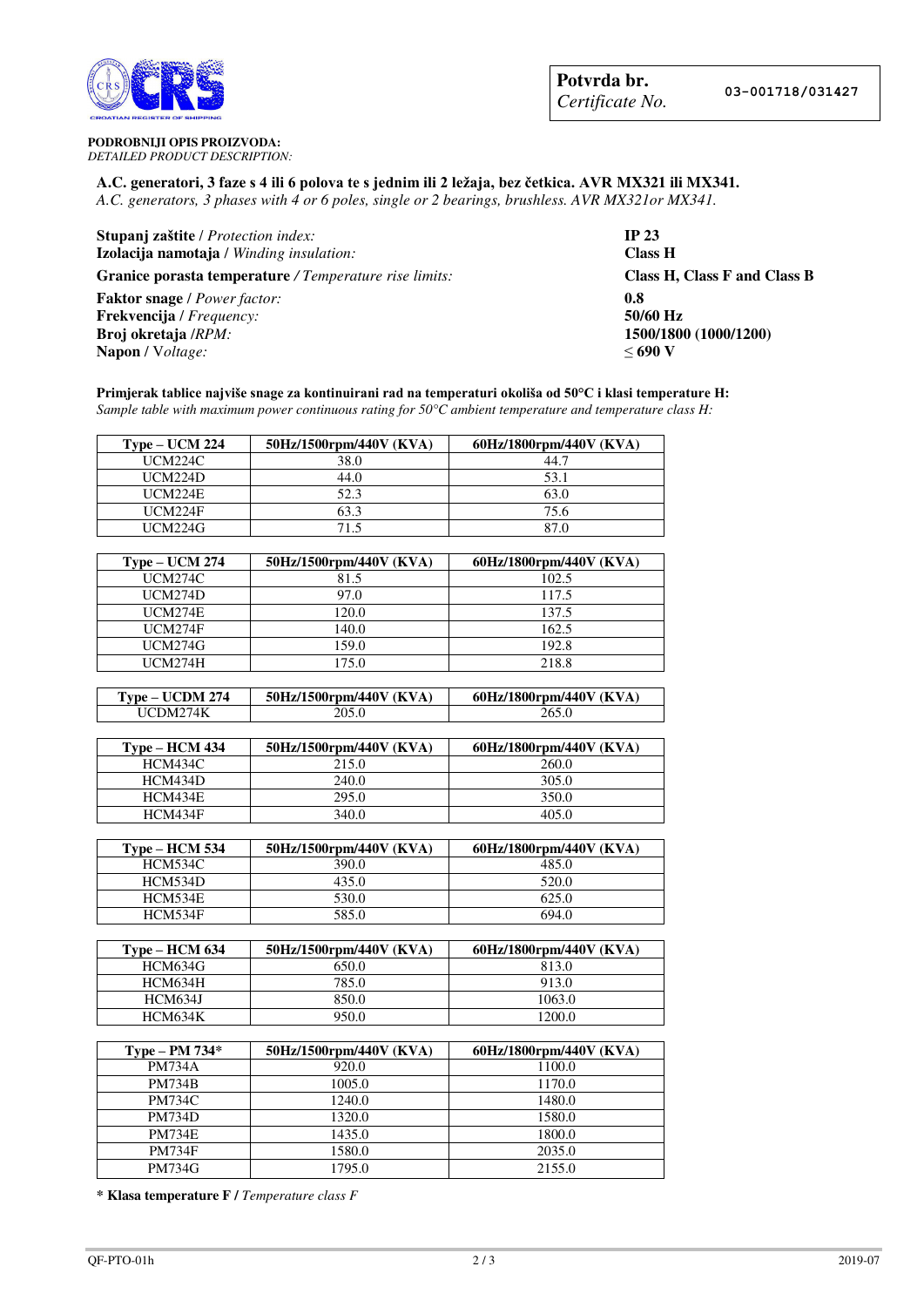**Potvrda br.** *Certificate No.* **03-001718/031427**

**PODROBNIJI OPIS PROIZVODA:**
*DETAILED PRODUCT DESCRIPTION:*

**A.C. generatori, 3 faze s 4 ili 6 polova te s jednim ili 2 ležaja, bez četkica. AVR MX321 ili MX341.**
*A.C. generators, 3 phases with 4 or 6 poles, single or 2 bearings, brushless. AVR MX321or MX341.*

| | |
|---|---|
| **Stupanj zaštite** / *Protection index:* | **IP 23** |
| **Izolacija namotaja** / *Winding insulation:* | **Class H** |
| **Granice porasta temperature** / *Temperature rise limits:* | **Class H, Class F and Class B** |
| **Faktor snage** / *Power factor:* | **0.8** |
| **Frekvencija** / *Frequency:* | **50/60 Hz** |
| **Broj okretaja** /*RPM:* | **1500/1800 (1000/1200)** |
| **Napon** / *Voltage:* | **≤ 690 V** |

**Primjerak tablice najviše snage za kontinuirani rad na temperaturi okoliša od 50°C i klasi temperature H:**
*Sample table with maximum power continuous rating for 50°C ambient temperature and temperature class H:*

| Type – UCM 224 | 50Hz/1500rpm/440V (KVA) | 60Hz/1800rpm/440V (KVA) |
|---|---|---|
| UCM224C | 38.0 | 44.7 |
| UCM224D | 44.0 | 53.1 |
| UCM224E | 52.3 | 63.0 |
| UCM224F | 63.3 | 75.6 |
| UCM224G | 71.5 | 87.0 |

| Type – UCM 274 | 50Hz/1500rpm/440V (KVA) | 60Hz/1800rpm/440V (KVA) |
|---|---|---|
| UCM274C | 81.5 | 102.5 |
| UCM274D | 97.0 | 117.5 |
| UCM274E | 120.0 | 137.5 |
| UCM274F | 140.0 | 162.5 |
| UCM274G | 159.0 | 192.8 |
| UCM274H | 175.0 | 218.8 |

| Type – UCDM 274 | 50Hz/1500rpm/440V (KVA) | 60Hz/1800rpm/440V (KVA) |
|---|---|---|
| UCDM274K | 205.0 | 265.0 |

| Type – HCM 434 | 50Hz/1500rpm/440V (KVA) | 60Hz/1800rpm/440V (KVA) |
|---|---|---|
| HCM434C | 215.0 | 260.0 |
| HCM434D | 240.0 | 305.0 |
| HCM434E | 295.0 | 350.0 |
| HCM434F | 340.0 | 405.0 |

| Type – HCM 534 | 50Hz/1500rpm/440V (KVA) | 60Hz/1800rpm/440V (KVA) |
|---|---|---|
| HCM534C | 390.0 | 485.0 |
| HCM534D | 435.0 | 520.0 |
| HCM534E | 530.0 | 625.0 |
| HCM534F | 585.0 | 694.0 |

| Type – HCM 634 | 50Hz/1500rpm/440V (KVA) | 60Hz/1800rpm/440V (KVA) |
|---|---|---|
| HCM634G | 650.0 | 813.0 |
| HCM634H | 785.0 | 913.0 |
| HCM634J | 850.0 | 1063.0 |
| HCM634K | 950.0 | 1200.0 |

| Type – PM 734* | 50Hz/1500rpm/440V (KVA) | 60Hz/1800rpm/440V (KVA) |
|---|---|---|
| PM734A | 920.0 | 1100.0 |
| PM734B | 1005.0 | 1170.0 |
| PM734C | 1240.0 | 1480.0 |
| PM734D | 1320.0 | 1580.0 |
| PM734E | 1435.0 | 1800.0 |
| PM734F | 1580.0 | 2035.0 |
| PM734G | 1795.0 | 2155.0 |

\* **Klasa temperature F /** *Temperature class F*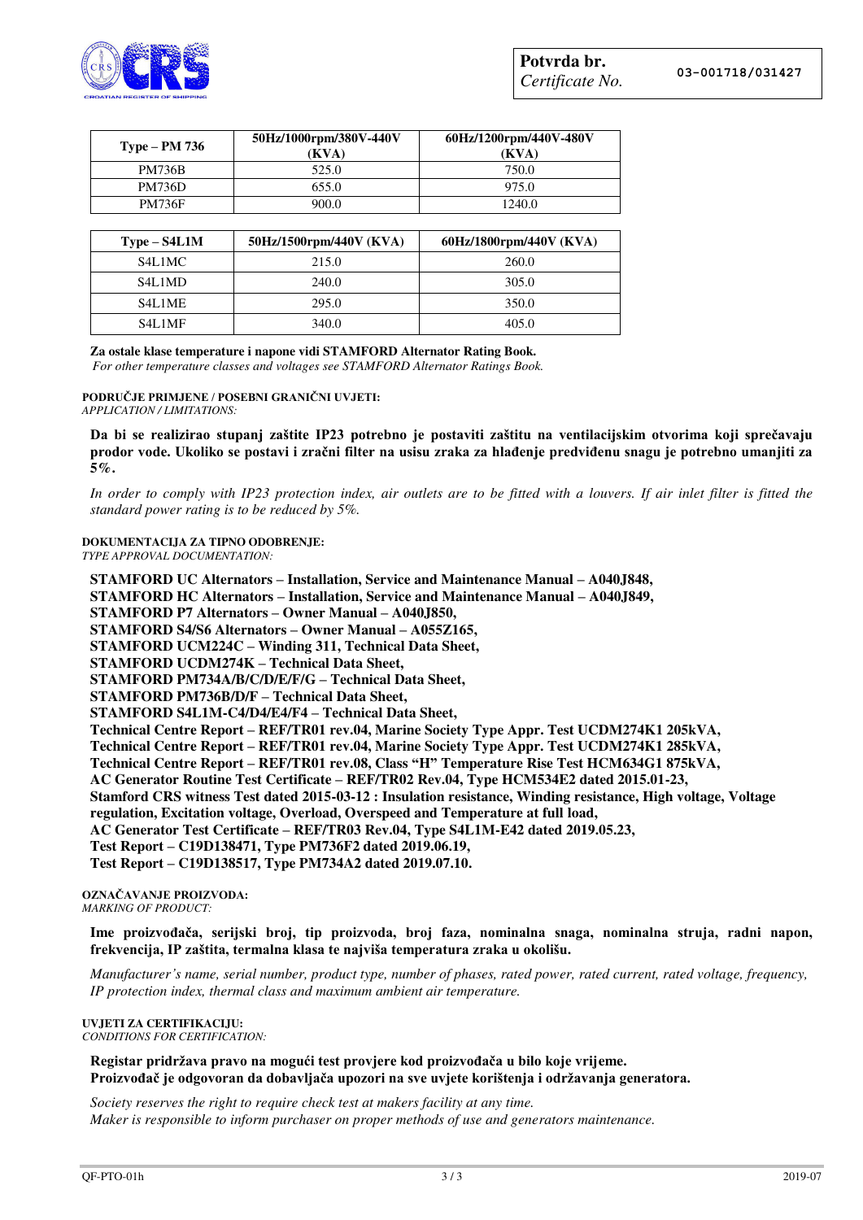**Potvrda br.** 03-001718/031427
*Certificate No.*

| Type – PM 736 | 50Hz/1000rpm/380V-440V (KVA) | 60Hz/1200rpm/440V-480V (KVA) |
|---|---|---|
| PM736B | 525.0 | 750.0 |
| PM736D | 655.0 | 975.0 |
| PM736F | 900.0 | 1240.0 |

| Type – S4L1M | 50Hz/1500rpm/440V (KVA) | 60Hz/1800rpm/440V (KVA) |
|---|---|---|
| S4L1MC | 215.0 | 260.0 |
| S4L1MD | 240.0 | 305.0 |
| S4L1ME | 295.0 | 350.0 |
| S4L1MF | 340.0 | 405.0 |

**Za ostale klase temperature i napone vidi STAMFORD Alternator Rating Book.**
*For other temperature classes and voltages see STAMFORD Alternator Ratings Book.*

**PODRUČJE PRIMJENE / POSEBNI GRANIČNI UVJETI:**
*APPLICATION / LIMITATIONS:*

**Da bi se realizirao stupanj zaštite IP23 potrebno je postaviti zaštitu na ventilacijskim otvorima koji sprečavaju prodor vode. Ukoliko se postavi i zračni filter na usisu zraka za hlađenje predviđenu snagu je potrebno umanjiti za 5%.**

*In order to comply with IP23 protection index, air outlets are to be fitted with a louvers. If air inlet filter is fitted the standard power rating is to be reduced by 5%.*

**DOKUMENTACIJA ZA TIPNO ODOBRENJE:**
*TYPE APPROVAL DOCUMENTATION:*

**STAMFORD UC Alternators – Installation, Service and Maintenance Manual – A040J848,**
**STAMFORD HC Alternators – Installation, Service and Maintenance Manual – A040J849,**
**STAMFORD P7 Alternators – Owner Manual – A040J850,**
**STAMFORD S4/S6 Alternators – Owner Manual – A055Z165,**
**STAMFORD UCM224C – Winding 311, Technical Data Sheet,**
**STAMFORD UCDM274K – Technical Data Sheet,**
**STAMFORD PM734A/B/C/D/E/F/G – Technical Data Sheet,**
**STAMFORD PM736B/D/F – Technical Data Sheet,**
**STAMFORD S4L1M-C4/D4/E4/F4 – Technical Data Sheet,**
**Technical Centre Report – REF/TR01 rev.04, Marine Society Type Appr. Test UCDM274K1 205kVA,**
**Technical Centre Report – REF/TR01 rev.04, Marine Society Type Appr. Test UCDM274K1 285kVA,**
**Technical Centre Report – REF/TR01 rev.08, Class "H" Temperature Rise Test HCM634G1 875kVA,**
**AC Generator Routine Test Certificate – REF/TR02 Rev.04, Type HCM534E2 dated 2015.01-23,**
**Stamford CRS witness Test dated 2015-03-12 : Insulation resistance, Winding resistance, High voltage, Voltage regulation, Excitation voltage, Overload, Overspeed and Temperature at full load,**
**AC Generator Test Certificate – REF/TR03 Rev.04, Type S4L1M-E42 dated 2019.05.23,**
**Test Report – C19D138471, Type PM736F2 dated 2019.06.19,**
**Test Report – C19D138517, Type PM734A2 dated 2019.07.10.**

**OZNAČAVANJE PROIZVODA:**
*MARKING OF PRODUCT:*

**Ime proizvođača, serijski broj, tip proizvoda, broj faza, nominalna snaga, nominalna struja, radni napon, frekvencija, IP zaštita, termalna klasa te najviša temperatura zraka u okolišu.**

*Manufacturer's name, serial number, product type, number of phases, rated power, rated current, rated voltage, frequency, IP protection index, thermal class and maximum ambient air temperature.*

**UVJETI ZA CERTIFIKACIJU:**
*CONDITIONS FOR CERTIFICATION:*

**Registar pridržava pravo na mogući test provjere kod proizvođača u bilo koje vrijeme.**
**Proizvođač je odgovoran da dobavljača upozori na sve uvjete korištenja i održavanja generatora.**

*Society reserves the right to require check test at makers facility at any time.*
*Maker is responsible to inform purchaser on proper methods of use and generators maintenance.*